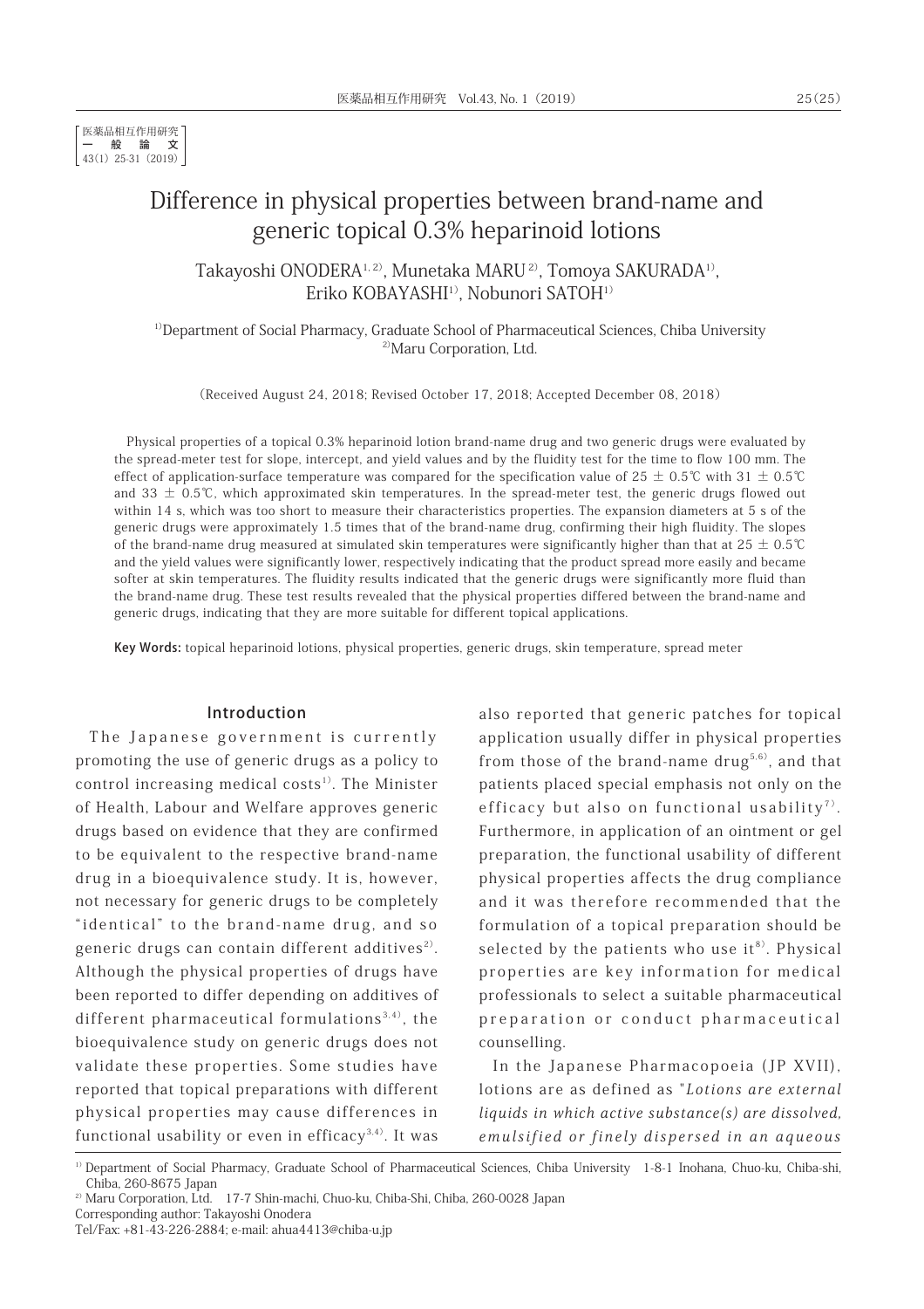医薬品相互作用研究
一 般 論 文
43(1) 25-31 (2019)

# Difference in physical properties between brand-name and generic topical 0.3% heparinoid lotions

Takayoshi ONODERA[1, 2], Munetaka MARU[2], Tomoya SAKURADA[1], Eriko KOBAYASHI[1], Nobunori SATOH[1]

[1]Department of Social Pharmacy, Graduate School of Pharmaceutical Sciences, Chiba University
[2]Maru Corporation, Ltd.

(Received August 24, 2018; Revised October 17, 2018; Accepted December 08, 2018)

Physical properties of a topical 0.3% heparinoid lotion brand-name drug and two generic drugs were evaluated by the spread-meter test for slope, intercept, and yield values and by the fluidity test for the time to flow 100 mm. The effect of application-surface temperature was compared for the specification value of 25 ± 0.5℃ with 31 ± 0.5℃ and 33 ± 0.5℃, which approximated skin temperatures. In the spread-meter test, the generic drugs flowed out within 14 s, which was too short to measure their characteristics properties. The expansion diameters at 5 s of the generic drugs were approximately 1.5 times that of the brand-name drug, confirming their high fluidity. The slopes of the brand-name drug measured at simulated skin temperatures were significantly higher than that at 25 ± 0.5℃ and the yield values were significantly lower, respectively indicating that the product spread more easily and became softer at skin temperatures. The fluidity results indicated that the generic drugs were significantly more fluid than the brand-name drug. These test results revealed that the physical properties differed between the brand-name and generic drugs, indicating that they are more suitable for different topical applications.

**Key Words:** topical heparinoid lotions, physical properties, generic drugs, skin temperature, spread meter

## Introduction

The Japanese government is currently promoting the use of generic drugs as a policy to control increasing medical costs[1]. The Minister of Health, Labour and Welfare approves generic drugs based on evidence that they are confirmed to be equivalent to the respective brand-name drug in a bioequivalence study. It is, however, not necessary for generic drugs to be completely "identical" to the brand-name drug, and so generic drugs can contain different additives[2]. Although the physical properties of drugs have been reported to differ depending on additives of different pharmaceutical formulations[3,4], the bioequivalence study on generic drugs does not validate these properties. Some studies have reported that topical preparations with different physical properties may cause differences in functional usability or even in efficacy[3,4]. It was also reported that generic patches for topical application usually differ in physical properties from those of the brand-name drug[5,6], and that patients placed special emphasis not only on the efficacy but also on functional usability[7]. Furthermore, in application of an ointment or gel preparation, the functional usability of different physical properties affects the drug compliance and it was therefore recommended that the formulation of a topical preparation should be selected by the patients who use it[8]. Physical properties are key information for medical professionals to select a suitable pharmaceutical preparation or conduct pharmaceutical counselling.

In the Japanese Pharmacopoeia (JP XVII), lotions are as defined as "*Lotions are external liquids in which active substance(s) are dissolved, emulsified or finely dispersed in an aqueous*

[1] Department of Social Pharmacy, Graduate School of Pharmaceutical Sciences, Chiba University 1-8-1 Inohana, Chuo-ku, Chiba-shi, Chiba, 260-8675 Japan
[2] Maru Corporation, Ltd. 17-7 Shin-machi, Chuo-ku, Chiba-Shi, Chiba, 260-0028 Japan
Corresponding author: Takayoshi Onodera
Tel/Fax: +81-43-226-2884; e-mail: ahua4413@chiba-u.jp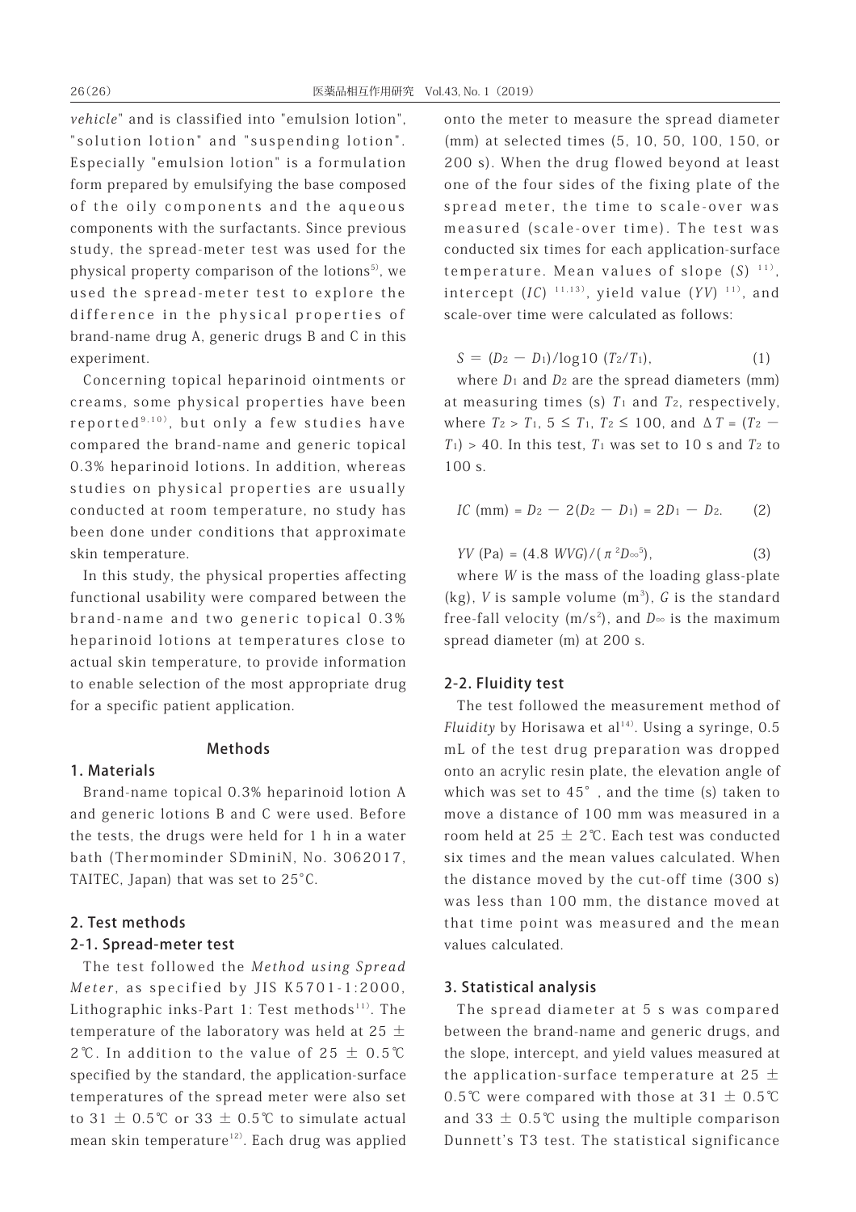vehicle" and is classified into "emulsion lotion", "solution lotion" and "suspending lotion". Especially "emulsion lotion" is a formulation form prepared by emulsifying the base composed of the oily components and the aqueous components with the surfactants. Since previous study, the spread-meter test was used for the physical property comparison of the lotions[5], we used the spread-meter test to explore the difference in the physical properties of brand-name drug A, generic drugs B and C in this experiment.

Concerning topical heparinoid ointments or creams, some physical properties have been reported[9,10], but only a few studies have compared the brand-name and generic topical 0.3% heparinoid lotions. In addition, whereas studies on physical properties are usually conducted at room temperature, no study has been done under conditions that approximate skin temperature.

In this study, the physical properties affecting functional usability were compared between the brand-name and two generic topical 0.3% heparinoid lotions at temperatures close to actual skin temperature, to provide information to enable selection of the most appropriate drug for a specific patient application.

## Methods

### 1. Materials

Brand-name topical 0.3% heparinoid lotion A and generic lotions B and C were used. Before the tests, the drugs were held for 1 h in a water bath (Thermominder SDminiN, No. 3062017, TAITEC, Japan) that was set to 25°C.

### 2. Test methods

#### 2-1. Spread-meter test

The test followed the *Method using Spread Meter*, as specified by JIS K5701-1:2000, Lithographic inks-Part 1: Test methods[11]. The temperature of the laboratory was held at 25 ± 2℃. In addition to the value of 25 ± 0.5℃ specified by the standard, the application-surface temperatures of the spread meter were also set to 31 ± 0.5℃ or 33 ± 0.5℃ to simulate actual mean skin temperature[12]. Each drug was applied onto the meter to measure the spread diameter (mm) at selected times (5, 10, 50, 100, 150, or 200 s). When the drug flowed beyond at least one of the four sides of the fixing plate of the spread meter, the time to scale-over was measured (scale-over time). The test was conducted six times for each application-surface temperature. Mean values of slope ($S$) [11], intercept ($IC$) [11,13], yield value ($YV$) [11], and scale-over time were calculated as follows:

$$S = (D_2 - D_1)/\log 10\ (T_2/T_1), \tag{1}$$

where $D_1$ and $D_2$ are the spread diameters (mm) at measuring times (s) $T_1$ and $T_2$, respectively, where $T_2 > T_1$, $5 \leq T_1$, $T_2 \leq 100$, and $\Delta T = (T_2 - T_1) > 40$. In this test, $T_1$ was set to 10 s and $T_2$ to 100 s.

$$IC\ (\text{mm}) = D_2 - 2(D_2 - D_1) = 2D_1 - D_2. \tag{2}$$

$$YV\ (\text{Pa}) = (4.8\ WVG)/(\pi^2 D_\infty^5), \tag{3}$$

where $W$ is the mass of the loading glass-plate (kg), $V$ is sample volume ($m^3$), $G$ is the standard free-fall velocity ($m/s^2$), and $D_\infty$ is the maximum spread diameter (m) at 200 s.

#### 2-2. Fluidity test

The test followed the measurement method of *Fluidity* by Horisawa et al[14]. Using a syringe, 0.5 mL of the test drug preparation was dropped onto an acrylic resin plate, the elevation angle of which was set to 45°, and the time (s) taken to move a distance of 100 mm was measured in a room held at 25 ± 2℃. Each test was conducted six times and the mean values calculated. When the distance moved by the cut-off time (300 s) was less than 100 mm, the distance moved at that time point was measured and the mean values calculated.

### 3. Statistical analysis

The spread diameter at 5 s was compared between the brand-name and generic drugs, and the slope, intercept, and yield values measured at the application-surface temperature at 25 ± 0.5℃ were compared with those at 31 ± 0.5℃ and 33 ± 0.5℃ using the multiple comparison Dunnett's T3 test. The statistical significance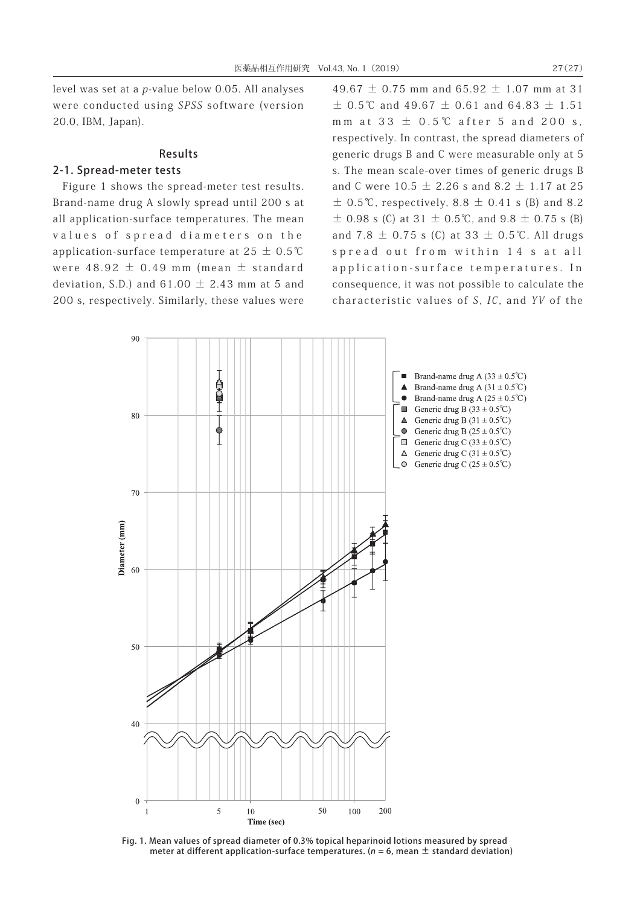level was set at a *p*-value below 0.05. All analyses were conducted using *SPSS* software (version 20.0, IBM, Japan).

## Results

### 2-1. Spread-meter tests

Figure 1 shows the spread-meter test results. Brand-name drug A slowly spread until 200 s at all application-surface temperatures. The mean values of spread diameters on the application-surface temperature at 25 ± 0.5℃ were 48.92 ± 0.49 mm (mean ± standard deviation, S.D.) and 61.00 ± 2.43 mm at 5 and 200 s, respectively. Similarly, these values were 49.67 ± 0.75 mm and 65.92 ± 1.07 mm at 31 ± 0.5℃ and 49.67 ± 0.61 and 64.83 ± 1.51 mm at 33 ± 0.5℃ after 5 and 200 s, respectively. In contrast, the spread diameters of generic drugs B and C were measurable only at 5 s. The mean scale-over times of generic drugs B and C were 10.5 ± 2.26 s and 8.2 ± 1.17 at 25 ± 0.5℃, respectively, 8.8 ± 0.41 s (B) and 8.2 ± 0.98 s (C) at 31 ± 0.5℃, and 9.8 ± 0.75 s (B) and 7.8 ± 0.75 s (C) at 33 ± 0.5℃. All drugs spread out from within 14 s at all application-surface temperatures. In consequence, it was not possible to calculate the characteristic values of *S*, *IC*, and *YV* of the

Fig. 1. Mean values of spread diameter of 0.3% topical heparinoid lotions measured by spread meter at different application-surface temperatures. ($n$ = 6, mean ± standard deviation)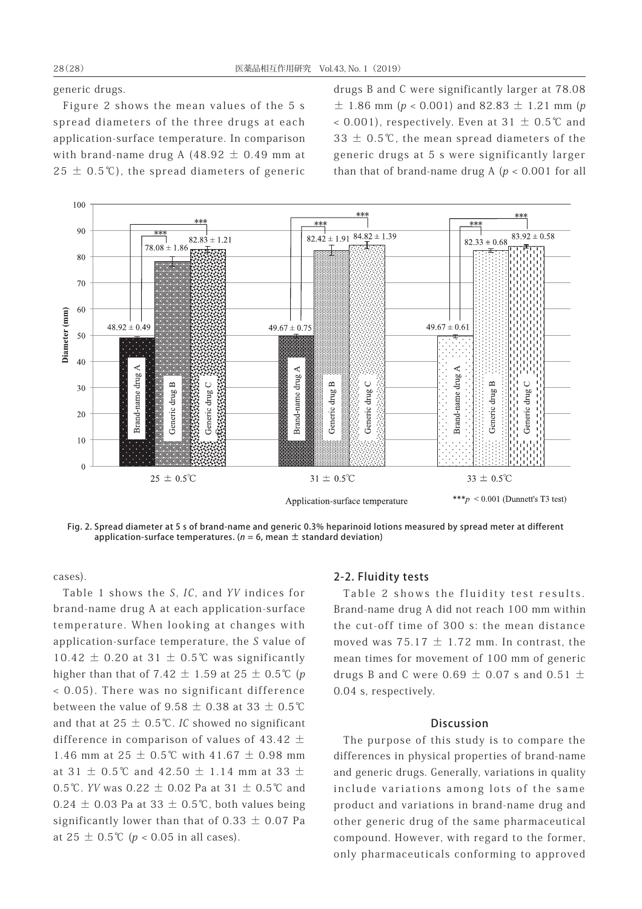generic drugs.

Figure 2 shows the mean values of the 5 s spread diameters of the three drugs at each application-surface temperature. In comparison with brand-name drug A (48.92 ± 0.49 mm at 25 ± 0.5℃), the spread diameters of generic drugs B and C were significantly larger at 78.08 ± 1.86 mm ($p < 0.001$) and 82.83 ± 1.21 mm ($p < 0.001$), respectively. Even at 31 ± 0.5℃ and 33 ± 0.5℃, the mean spread diameters of the generic drugs at 5 s were significantly larger than that of brand-name drug A ($p < 0.001$ for all cases).

**Fig. 2. Spread diameter at 5 s of brand-name and generic 0.3% heparinoid lotions measured by spread meter at different application-surface temperatures. ($n = 6$, mean ± standard deviation)**

Table 1 shows the *S*, *IC*, and *YV* indices for brand-name drug A at each application-surface temperature. When looking at changes with application-surface temperature, the *S* value of 10.42 ± 0.20 at 31 ± 0.5℃ was significantly higher than that of 7.42 ± 1.59 at 25 ± 0.5℃ ($p < 0.05$). There was no significant difference between the value of 9.58 ± 0.38 at 33 ± 0.5℃ and that at 25 ± 0.5℃. *IC* showed no significant difference in comparison of values of 43.42 ± 1.46 mm at 25 ± 0.5℃ with 41.67 ± 0.98 mm at 31 ± 0.5℃ and 42.50 ± 1.14 mm at 33 ± 0.5℃. *YV* was 0.22 ± 0.02 Pa at 31 ± 0.5℃ and 0.24 ± 0.03 Pa at 33 ± 0.5℃, both values being significantly lower than that of 0.33 ± 0.07 Pa at 25 ± 0.5℃ ($p < 0.05$ in all cases).

## 2-2. Fluidity tests

Table 2 shows the fluidity test results. Brand-name drug A did not reach 100 mm within the cut-off time of 300 s: the mean distance moved was 75.17 ± 1.72 mm. In contrast, the mean times for movement of 100 mm of generic drugs B and C were 0.69 ± 0.07 s and 0.51 ± 0.04 s, respectively.

## Discussion

The purpose of this study is to compare the differences in physical properties of brand-name and generic drugs. Generally, variations in quality include variations among lots of the same product and variations in brand-name drug and other generic drug of the same pharmaceutical compound. However, with regard to the former, only pharmaceuticals conforming to approved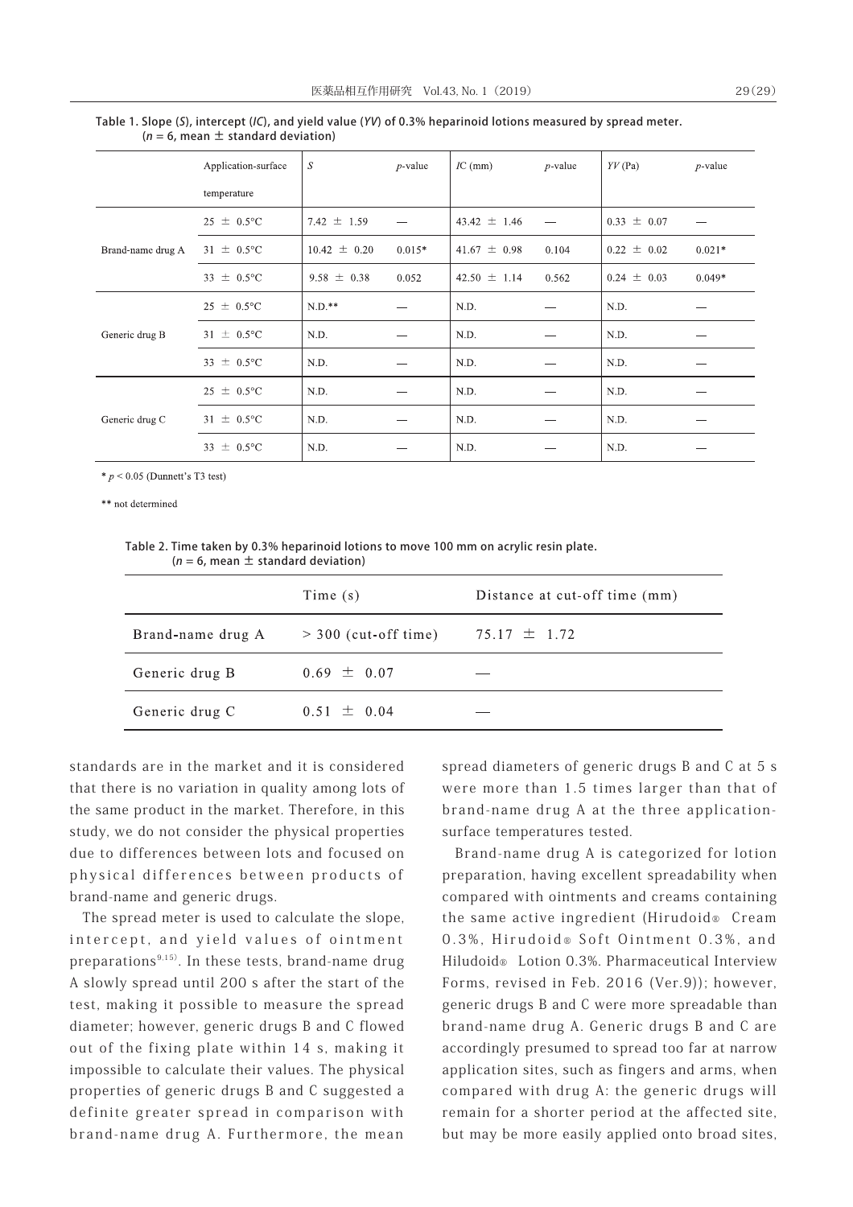Table 1. Slope (*S*), intercept (*IC*), and yield value (*YV*) of 0.3% heparinoid lotions measured by spread meter. ($n$ = 6, mean ± standard deviation)

| | Application-surface temperature | *S* | *p*-value | *IC* (mm) | *p*-value | *YV* (Pa) | *p*-value |
|---|---|---|---|---|---|---|---|
| Brand-name drug A | 25 ± 0.5°C | 7.42 ± 1.59 | — | 43.42 ± 1.46 | — | 0.33 ± 0.07 | — |
| | 31 ± 0.5°C | 10.42 ± 0.20 | 0.015* | 41.67 ± 0.98 | 0.104 | 0.22 ± 0.02 | 0.021* |
| | 33 ± 0.5°C | 9.58 ± 0.38 | 0.052 | 42.50 ± 1.14 | 0.562 | 0.24 ± 0.03 | 0.049* |
| Generic drug B | 25 ± 0.5°C | N.D.** | — | N.D. | — | N.D. | — |
| | 31 ± 0.5°C | N.D. | — | N.D. | — | N.D. | — |
| | 33 ± 0.5°C | N.D. | — | N.D. | — | N.D. | — |
| Generic drug C | 25 ± 0.5°C | N.D. | — | N.D. | — | N.D. | — |
| | 31 ± 0.5°C | N.D. | — | N.D. | — | N.D. | — |
| | 33 ± 0.5°C | N.D. | — | N.D. | — | N.D. | — |

* $p < 0.05$ (Dunnett's T3 test)

** not determined

Table 2. Time taken by 0.3% heparinoid lotions to move 100 mm on acrylic resin plate. ($n$ = 6, mean ± standard deviation)

| | Time (s) | Distance at cut-off time (mm) |
|---|---|---|
| Brand-name drug A | > 300 (cut-off time) | 75.17 ± 1.72 |
| Generic drug B | 0.69 ± 0.07 | — |
| Generic drug C | 0.51 ± 0.04 | — |

standards are in the market and it is considered that there is no variation in quality among lots of the same product in the market. Therefore, in this study, we do not consider the physical properties due to differences between lots and focused on physical differences between products of brand-name and generic drugs.

The spread meter is used to calculate the slope, intercept, and yield values of ointment preparations[9,15]. In these tests, brand-name drug A slowly spread until 200 s after the start of the test, making it possible to measure the spread diameter; however, generic drugs B and C flowed out of the fixing plate within 14 s, making it impossible to calculate their values. The physical properties of generic drugs B and C suggested a definite greater spread in comparison with brand-name drug A. Furthermore, the mean spread diameters of generic drugs B and C at 5 s were more than 1.5 times larger than that of brand-name drug A at the three application-surface temperatures tested.

Brand-name drug A is categorized for lotion preparation, having excellent spreadability when compared with ointments and creams containing the same active ingredient (Hirudoid® Cream 0.3%, Hirudoid® Soft Ointment 0.3%, and Hiludoid® Lotion 0.3%. Pharmaceutical Interview Forms, revised in Feb. 2016 (Ver.9)); however, generic drugs B and C were more spreadable than brand-name drug A. Generic drugs B and C are accordingly presumed to spread too far at narrow application sites, such as fingers and arms, when compared with drug A: the generic drugs will remain for a shorter period at the affected site, but may be more easily applied onto broad sites,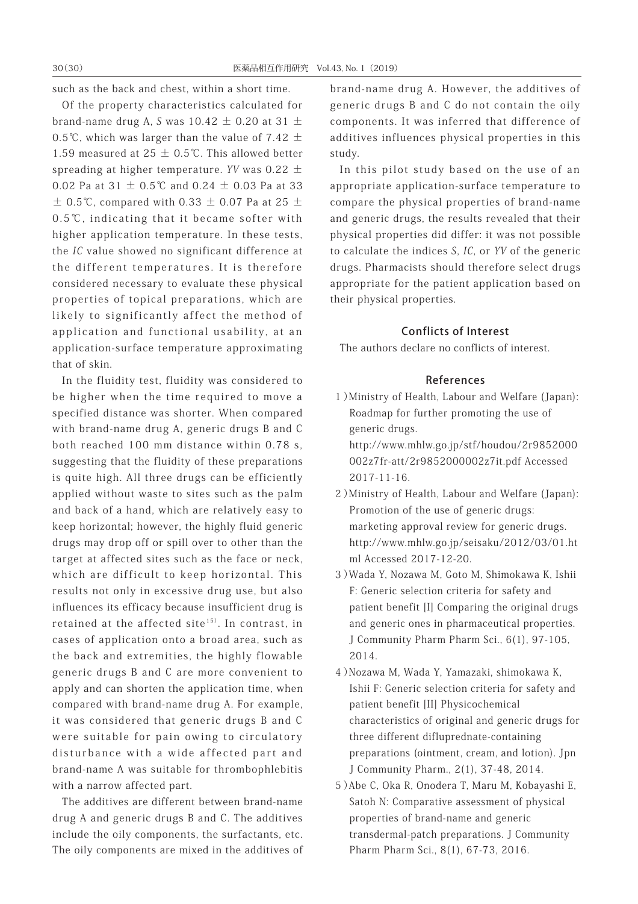such as the back and chest, within a short time.

Of the property characteristics calculated for brand-name drug A, $S$ was $10.42 \pm 0.20$ at $31 \pm 0.5$℃, which was larger than the value of $7.42 \pm 1.59$ measured at $25 \pm 0.5$℃. This allowed better spreading at higher temperature. $YV$ was $0.22 \pm 0.02$ Pa at $31 \pm 0.5$℃ and $0.24 \pm 0.03$ Pa at $33 \pm 0.5$℃, compared with $0.33 \pm 0.07$ Pa at $25 \pm 0.5$℃, indicating that it became softer with higher application temperature. In these tests, the $IC$ value showed no significant difference at the different temperatures. It is therefore considered necessary to evaluate these physical properties of topical preparations, which are likely to significantly affect the method of application and functional usability, at an application-surface temperature approximating that of skin.

In the fluidity test, fluidity was considered to be higher when the time required to move a specified distance was shorter. When compared with brand-name drug A, generic drugs B and C both reached 100 mm distance within 0.78 s, suggesting that the fluidity of these preparations is quite high. All three drugs can be efficiently applied without waste to sites such as the palm and back of a hand, which are relatively easy to keep horizontal; however, the highly fluid generic drugs may drop off or spill over to other than the target at affected sites such as the face or neck, which are difficult to keep horizontal. This results not only in excessive drug use, but also influences its efficacy because insufficient drug is retained at the affected site[15]. In contrast, in cases of application onto a broad area, such as the back and extremities, the highly flowable generic drugs B and C are more convenient to apply and can shorten the application time, when compared with brand-name drug A. For example, it was considered that generic drugs B and C were suitable for pain owing to circulatory disturbance with a wide affected part and brand-name A was suitable for thrombophlebitis with a narrow affected part.

The additives are different between brand-name drug A and generic drugs B and C. The additives include the oily components, the surfactants, etc. The oily components are mixed in the additives of brand-name drug A. However, the additives of generic drugs B and C do not contain the oily components. It was inferred that difference of additives influences physical properties in this study.

In this pilot study based on the use of an appropriate application-surface temperature to compare the physical properties of brand-name and generic drugs, the results revealed that their physical properties did differ: it was not possible to calculate the indices $S$, $IC$, or $YV$ of the generic drugs. Pharmacists should therefore select drugs appropriate for the patient application based on their physical properties.

## Conflicts of Interest

The authors declare no conflicts of interest.

## References

1) Ministry of Health, Labour and Welfare (Japan): Roadmap for further promoting the use of generic drugs. http://www.mhlw.go.jp/stf/houdou/2r9852000002z7fr-att/2r9852000002z7it.pdf Accessed 2017-11-16.
2) Ministry of Health, Labour and Welfare (Japan): Promotion of the use of generic drugs: marketing approval review for generic drugs. http://www.mhlw.go.jp/seisaku/2012/03/01.html Accessed 2017-12-20.
3) Wada Y, Nozawa M, Goto M, Shimokawa K, Ishii F: Generic selection criteria for safety and patient benefit [I] Comparing the original drugs and generic ones in pharmaceutical properties. J Community Pharm Pharm Sci., 6(1), 97-105, 2014.
4) Nozawa M, Wada Y, Yamazaki, shimokawa K, Ishii F: Generic selection criteria for safety and patient benefit [II] Physicochemical characteristics of original and generic drugs for three different difluprednate-containing preparations (ointment, cream, and lotion). Jpn J Community Pharm., 2(1), 37-48, 2014.
5) Abe C, Oka R, Onodera T, Maru M, Kobayashi E, Satoh N: Comparative assessment of physical properties of brand-name and generic transdermal-patch preparations. J Community Pharm Pharm Sci., 8(1), 67-73, 2016.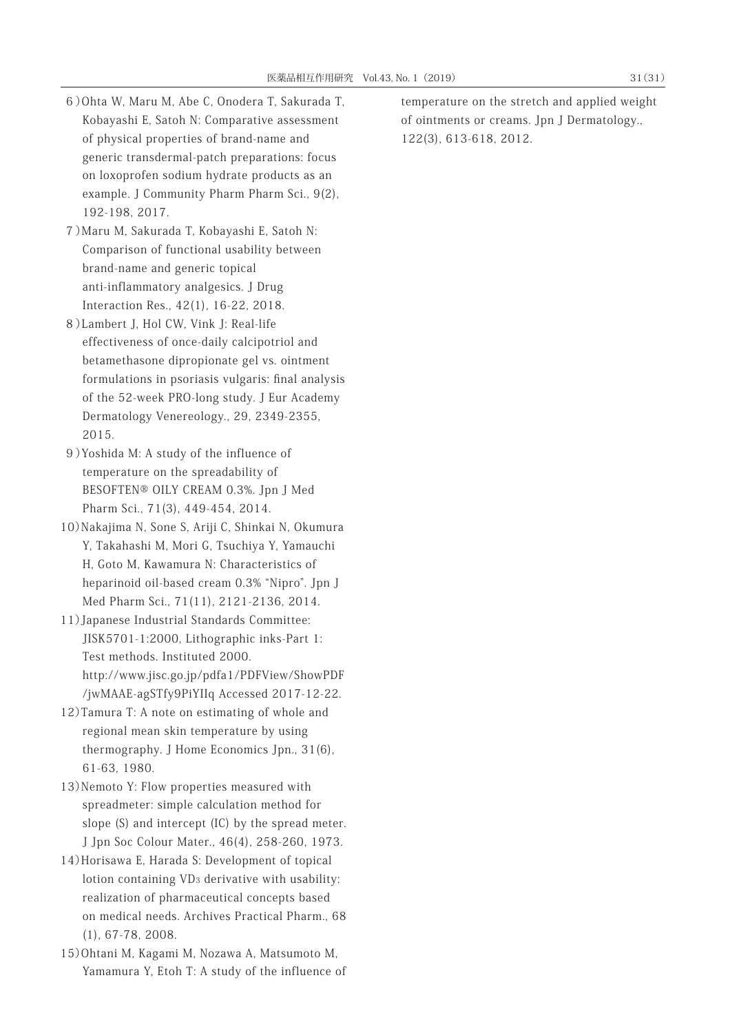6) Ohta W, Maru M, Abe C, Onodera T, Sakurada T, Kobayashi E, Satoh N: Comparative assessment of physical properties of brand-name and generic transdermal-patch preparations: focus on loxoprofen sodium hydrate products as an example. J Community Pharm Pharm Sci., 9(2), 192-198, 2017.

7) Maru M, Sakurada T, Kobayashi E, Satoh N: Comparison of functional usability between brand-name and generic topical anti-inflammatory analgesics. J Drug Interaction Res., 42(1), 16-22, 2018.

8) Lambert J, Hol CW, Vink J: Real-life effectiveness of once-daily calcipotriol and betamethasone dipropionate gel vs. ointment formulations in psoriasis vulgaris: final analysis of the 52-week PRO-long study. J Eur Academy Dermatology Venereology., 29, 2349-2355, 2015.

9) Yoshida M: A study of the influence of temperature on the spreadability of BESOFTEN® OILY CREAM 0.3%. Jpn J Med Pharm Sci., 71(3), 449-454, 2014.

10) Nakajima N, Sone S, Ariji C, Shinkai N, Okumura Y, Takahashi M, Mori G, Tsuchiya Y, Yamauchi H, Goto M, Kawamura N: Characteristics of heparinoid oil-based cream 0.3% "Nipro". Jpn J Med Pharm Sci., 71(11), 2121-2136, 2014.

11) Japanese Industrial Standards Committee: JISK5701-1:2000, Lithographic inks-Part 1: Test methods. Instituted 2000. http://www.jisc.go.jp/pdfa1/PDFView/ShowPDF/jwMAAE-agSTfy9PiYIIq Accessed 2017-12-22.

12) Tamura T: A note on estimating of whole and regional mean skin temperature by using thermography. J Home Economics Jpn., 31(6), 61-63, 1980.

13) Nemoto Y: Flow properties measured with spreadmeter: simple calculation method for slope (S) and intercept (IC) by the spread meter. J Jpn Soc Colour Mater., 46(4), 258-260, 1973.

14) Horisawa E, Harada S: Development of topical lotion containing $VD_3$ derivative with usability: realization of pharmaceutical concepts based on medical needs. Archives Practical Pharm., 68 (1), 67-78, 2008.

15) Ohtani M, Kagami M, Nozawa A, Matsumoto M, Yamamura Y, Etoh T: A study of the influence of temperature on the stretch and applied weight of ointments or creams. Jpn J Dermatology., 122(3), 613-618, 2012.